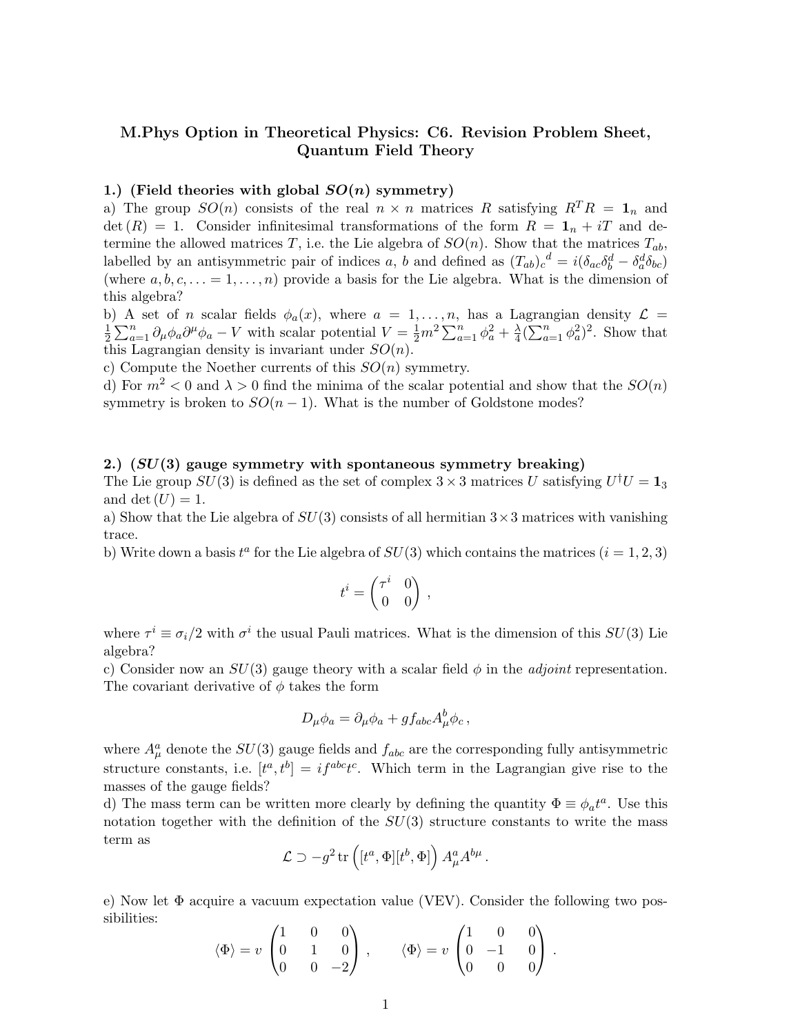# M.Phys Option in Theoretical Physics: C6. Revision Problem Sheet, Quantum Field Theory

**1.) (Field theories with global $SO(n)$ symmetry)**

a) The group $SO(n)$ consists of the real $n \times n$ matrices $R$ satisfying $R^T R = \mathbf{1}_n$ and $\det(R) = 1$. Consider infinitesimal transformations of the form $R = \mathbf{1}_n + iT$ and determine the allowed matrices $T$, i.e. the Lie algebra of $SO(n)$. Show that the matrices $T_{ab}$, labelled by an antisymmetric pair of indices $a$, $b$ and defined as $(T_{ab})_c{}^d = i(\delta_{ac}\delta_b^d - \delta_a^d\delta_{bc})$ (where $a, b, c, \ldots = 1, \ldots, n$) provide a basis for the Lie algebra. What is the dimension of this algebra?

b) A set of $n$ scalar fields $\phi_a(x)$, where $a = 1, \ldots, n$, has a Lagrangian density $\mathcal{L} = \frac{1}{2}\sum_{a=1}^n \partial_\mu\phi_a\partial^\mu\phi_a - V$ with scalar potential $V = \frac{1}{2}m^2\sum_{a=1}^n \phi_a^2 + \frac{\lambda}{4}(\sum_{a=1}^n \phi_a^2)^2$. Show that this Lagrangian density is invariant under $SO(n)$.

c) Compute the Noether currents of this $SO(n)$ symmetry.

d) For $m^2 < 0$ and $\lambda > 0$ find the minima of the scalar potential and show that the $SO(n)$ symmetry is broken to $SO(n-1)$. What is the number of Goldstone modes?

**2.) ($SU(3)$ gauge symmetry with spontaneous symmetry breaking)**

The Lie group $SU(3)$ is defined as the set of complex $3 \times 3$ matrices $U$ satisfying $U^\dagger U = \mathbf{1}_3$ and $\det(U) = 1$.

a) Show that the Lie algebra of $SU(3)$ consists of all hermitian $3 \times 3$ matrices with vanishing trace.

b) Write down a basis $t^a$ for the Lie algebra of $SU(3)$ which contains the matrices ($i = 1, 2, 3$)

$$t^i = \begin{pmatrix} \tau^i & 0 \\ 0 & 0 \end{pmatrix} ,$$

where $\tau^i \equiv \sigma_i/2$ with $\sigma^i$ the usual Pauli matrices. What is the dimension of this $SU(3)$ Lie algebra?

c) Consider now an $SU(3)$ gauge theory with a scalar field $\phi$ in the *adjoint* representation. The covariant derivative of $\phi$ takes the form

$$D_\mu\phi_a = \partial_\mu\phi_a + gf_{abc}A_\mu^b\phi_c ,$$

where $A_\mu^a$ denote the $SU(3)$ gauge fields and $f_{abc}$ are the corresponding fully antisymmetric structure constants, i.e. $[t^a, t^b] = if^{abc}t^c$. Which term in the Lagrangian give rise to the masses of the gauge fields?

d) The mass term can be written more clearly by defining the quantity $\Phi \equiv \phi_a t^a$. Use this notation together with the definition of the $SU(3)$ structure constants to write the mass term as

$$\mathcal{L} \supset -g^2 \,\mathrm{tr}\left([t^a, \Phi][t^b, \Phi]\right) A_\mu^a A^{b\mu} .$$

e) Now let $\Phi$ acquire a vacuum expectation value (VEV). Consider the following two possibilities:

$$\langle\Phi\rangle = v\begin{pmatrix} 1 & 0 & 0 \\ 0 & 1 & 0 \\ 0 & 0 & -2 \end{pmatrix} , \qquad \langle\Phi\rangle = v\begin{pmatrix} 1 & 0 & 0 \\ 0 & -1 & 0 \\ 0 & 0 & 0 \end{pmatrix} .$$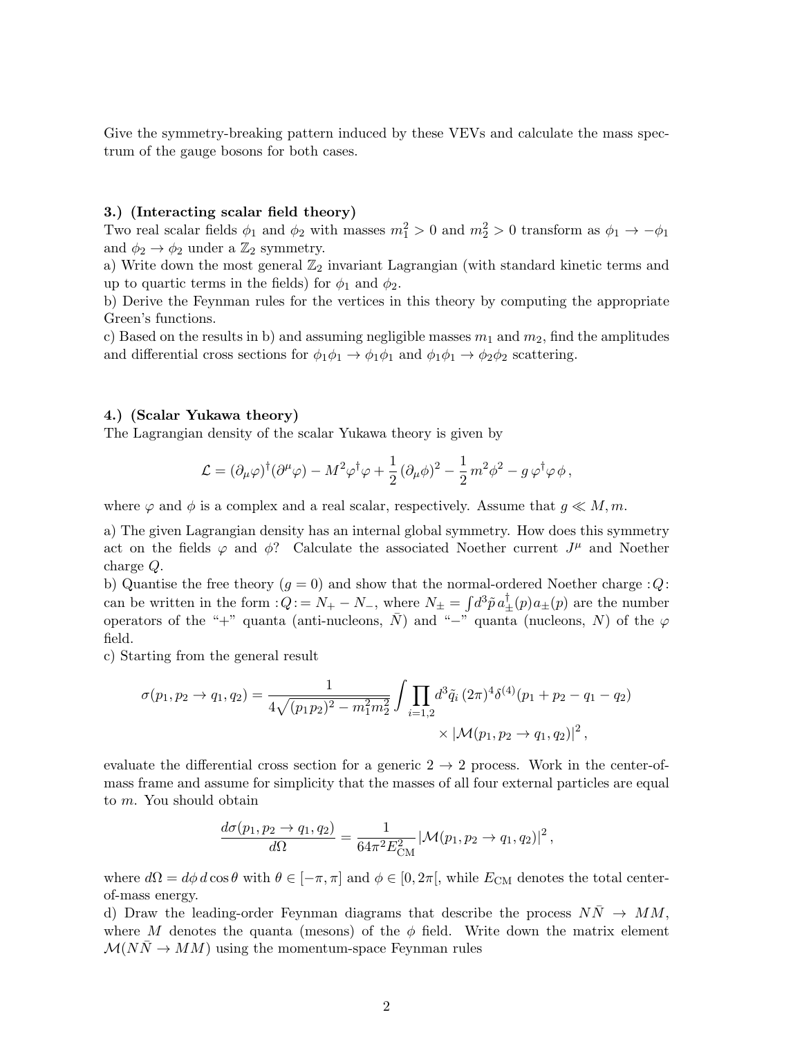Give the symmetry-breaking pattern induced by these VEVs and calculate the mass spectrum of the gauge bosons for both cases.

**3.) (Interacting scalar field theory)**
Two real scalar fields $\phi_1$ and $\phi_2$ with masses $m_1^2 > 0$ and $m_2^2 > 0$ transform as $\phi_1 \to -\phi_1$ and $\phi_2 \to \phi_2$ under a $\mathbb{Z}_2$ symmetry.
a) Write down the most general $\mathbb{Z}_2$ invariant Lagrangian (with standard kinetic terms and up to quartic terms in the fields) for $\phi_1$ and $\phi_2$.
b) Derive the Feynman rules for the vertices in this theory by computing the appropriate Green's functions.
c) Based on the results in b) and assuming negligible masses $m_1$ and $m_2$, find the amplitudes and differential cross sections for $\phi_1\phi_1 \to \phi_1\phi_1$ and $\phi_1\phi_1 \to \phi_2\phi_2$ scattering.

**4.) (Scalar Yukawa theory)**
The Lagrangian density of the scalar Yukawa theory is given by

$$\mathcal{L} = (\partial_\mu \varphi)^\dagger (\partial^\mu \varphi) - M^2 \varphi^\dagger \varphi + \frac{1}{2}(\partial_\mu \phi)^2 - \frac{1}{2} m^2 \phi^2 - g\, \varphi^\dagger \varphi\, \phi\,,$$

where $\varphi$ and $\phi$ is a complex and a real scalar, respectively. Assume that $g \ll M, m$.

a) The given Lagrangian density has an internal global symmetry. How does this symmetry act on the fields $\varphi$ and $\phi$? Calculate the associated Noether current $J^\mu$ and Noether charge $Q$.

b) Quantise the free theory ($g = 0$) and show that the normal-ordered Noether charge $:Q:$ can be written in the form $:Q: = N_+ - N_-$, where $N_\pm = \int d^3\tilde{p}\, a_\pm^\dagger(p) a_\pm(p)$ are the number operators of the "+" quanta (anti-nucleons, $\bar{N}$) and "−" quanta (nucleons, $N$) of the $\varphi$ field.

c) Starting from the general result

$$\sigma(p_1, p_2 \to q_1, q_2) = \frac{1}{4\sqrt{(p_1 p_2)^2 - m_1^2 m_2^2}} \int \prod_{i=1,2} d^3\tilde{q}_i\, (2\pi)^4 \delta^{(4)}(p_1 + p_2 - q_1 - q_2) \times |\mathcal{M}(p_1, p_2 \to q_1, q_2)|^2\,,$$

evaluate the differential cross section for a generic $2 \to 2$ process. Work in the center-of-mass frame and assume for simplicity that the masses of all four external particles are equal to $m$. You should obtain

$$\frac{d\sigma(p_1, p_2 \to q_1, q_2)}{d\Omega} = \frac{1}{64\pi^2 E_{\text{CM}}^2} |\mathcal{M}(p_1, p_2 \to q_1, q_2)|^2\,,$$

where $d\Omega = d\phi\, d\cos\theta$ with $\theta \in [-\pi, \pi]$ and $\phi \in [0, 2\pi[$, while $E_{\text{CM}}$ denotes the total center-of-mass energy.

d) Draw the leading-order Feynman diagrams that describe the process $N\bar{N} \to MM$, where $M$ denotes the quanta (mesons) of the $\phi$ field. Write down the matrix element $\mathcal{M}(N\bar{N} \to MM)$ using the momentum-space Feynman rules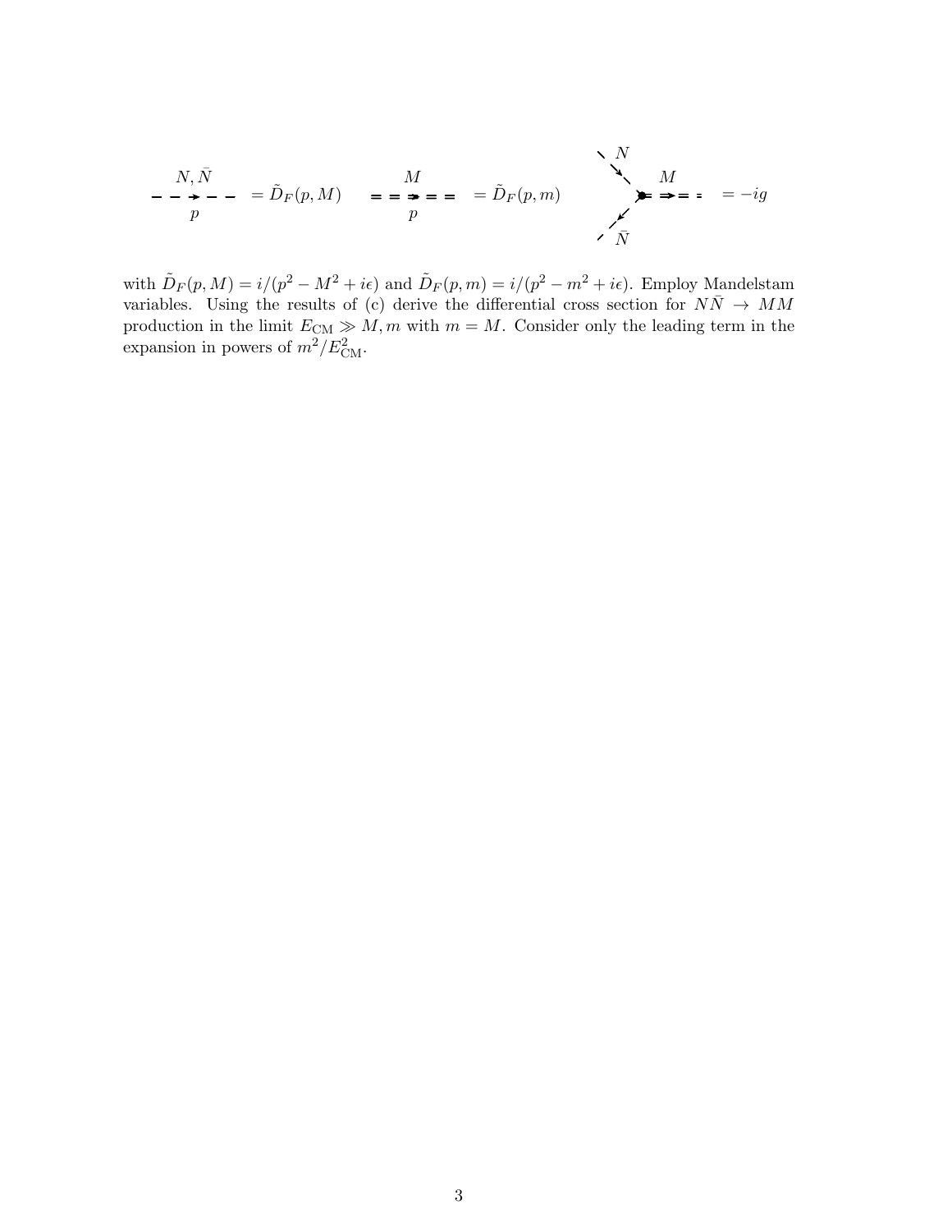$N, \bar{N}$ $= \tilde{D}_F(p, M)$ $M$ $= \tilde{D}_F(p, m)$ $N$ $M$ $= -ig$ $\bar{N}$

$p$ $p$

with $\tilde{D}_F(p, M) = i/(p^2 - M^2 + i\epsilon)$ and $\tilde{D}_F(p, m) = i/(p^2 - m^2 + i\epsilon)$. Employ Mandelstam variables. Using the results of (c) derive the differential cross section for $N\bar{N} \to MM$ production in the limit $E_{\text{CM}} \gg M, m$ with $m = M$. Consider only the leading term in the expansion in powers of $m^2/E_{\text{CM}}^2$.